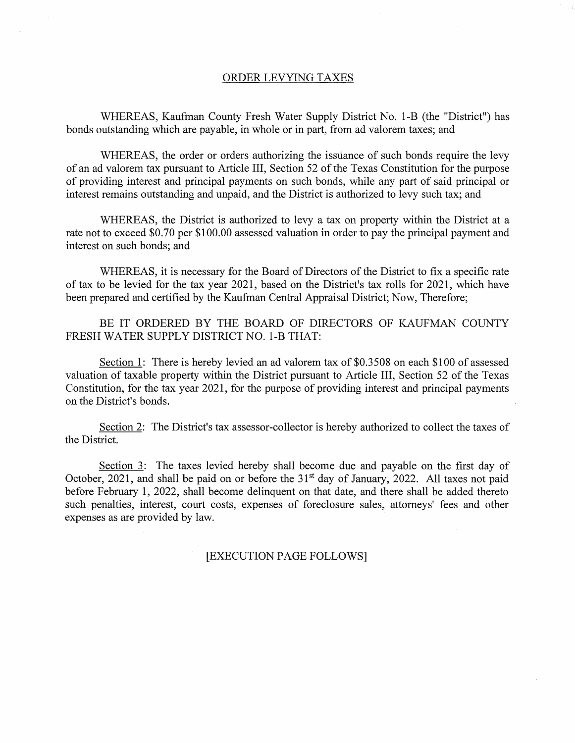# ORDER LEVYING TAXES

WHEREAS, Kaufman County Fresh Water Supply District No. 1-B (the "District") has bonds outstanding which are payable, in whole or in part, from ad valorem taxes; and

WHEREAS, the order or orders authorizing the issuance of such bonds require the levy of an ad valorem tax pursuant to Article III, Section 52 of the Texas Constitution for the purpose of providing interest and principal payments on such bonds, while any part of said principal or interest remains outstanding and unpaid, and the District is authorized to levy such tax; and

WHEREAS, the District is authorized to levy a tax on property within the District at a rate not to exceed $0.70 per $100.00 assessed valuation in order to pay the principal payment and interest on such bonds; and

WHEREAS, it is necessary for the Board of Directors of the District to fix a specific rate of tax to be levied for the tax year 2021, based on the District's tax rolls for 2021, which have been prepared and certified by the Kaufman Central Appraisal District; Now, Therefore;

BE IT ORDERED BY THE BOARD OF DIRECTORS OF KAUFMAN COUNTY FRESH WATER SUPPLY DISTRICT NO. 1-B THAT:

Section 1: There is hereby levied an ad valorem tax of $0.3508 on each $100 of assessed valuation of taxable property within the District pursuant to Article III, Section 52 of the Texas Constitution, for the tax year 2021, for the purpose of providing interest and principal payments on the District's bonds.

Section 2: The District's tax assessor-collector is hereby authorized to collect the taxes of the District.

Section 3: The taxes levied hereby shall become due and payable on the first day of October, 2021, and shall be paid on or before the 31st day of January, 2022. All taxes not paid before February 1, 2022, shall become delinquent on that date, and there shall be added thereto such penalties, interest, court costs, expenses of foreclosure sales, attorneys' fees and other expenses as are provided by law.

[EXECUTION PAGE FOLLOWS]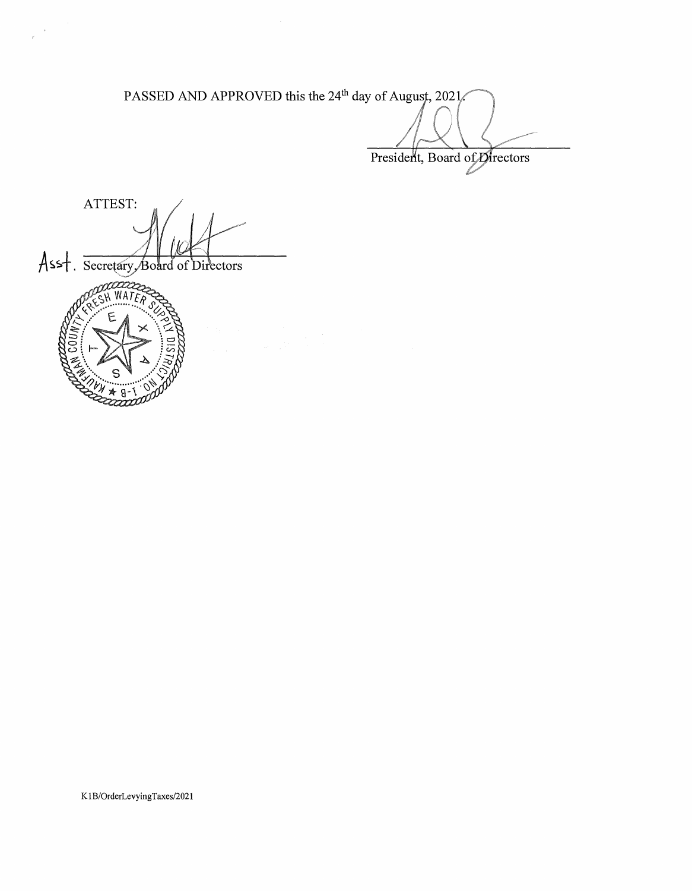PASSED AND APPROVED this the 24th day of August, 2021.

President, Board of Directors

ATTEST:

Asst. Secretary, Board of Directors

KAUFMAN COUNTY FRESH WATER SUPPLY DISTRICT NO. 1-B

T E X A S

K1B/OrderLevyingTaxes/2021